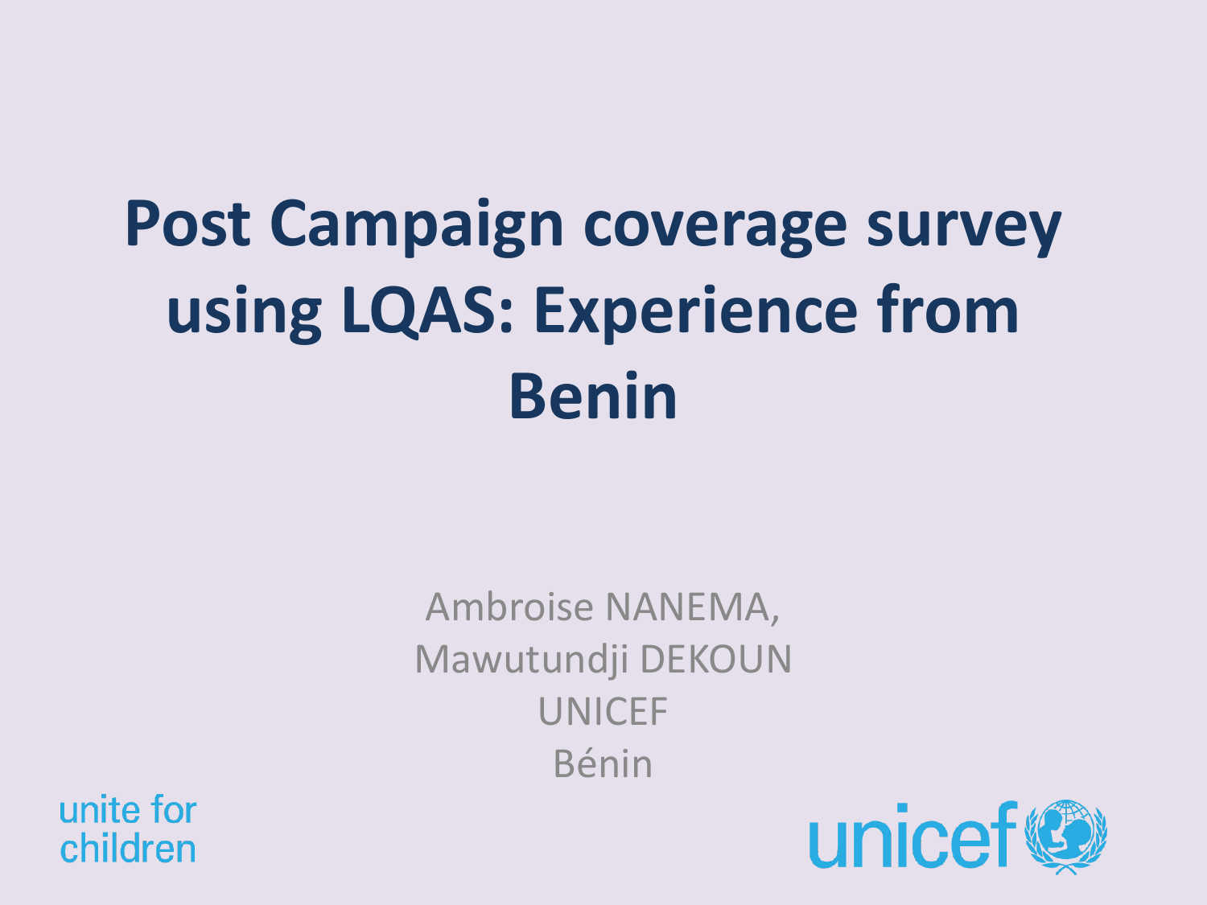# Post Campaign coverage survey using LQAS: Experience from Benin

Ambroise NANEMA,
Mawutundji DEKOUN
UNICEF
Bénin

unite for children

unicef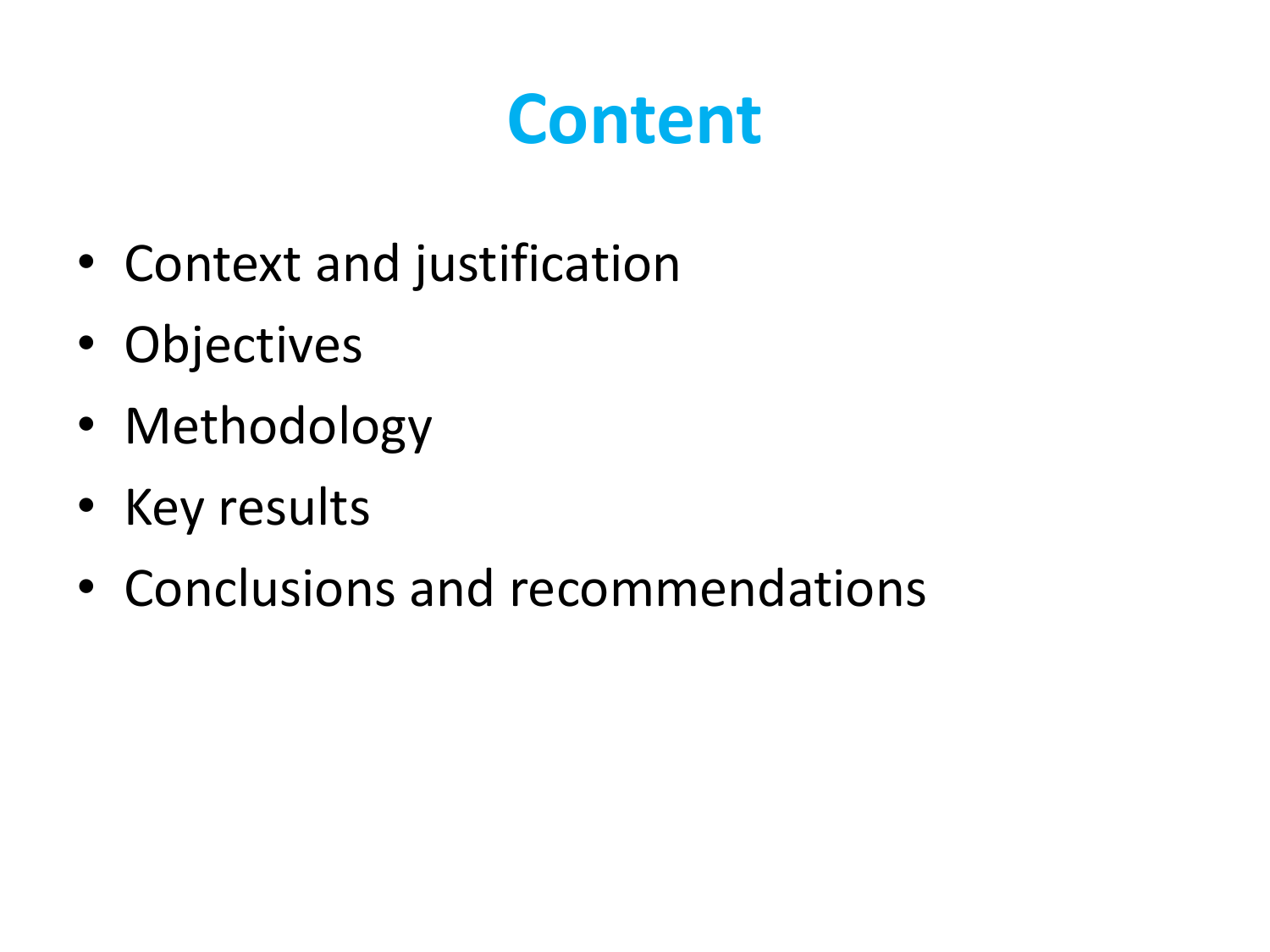# Content

- Context and justification
- Objectives
- Methodology
- Key results
- Conclusions and recommendations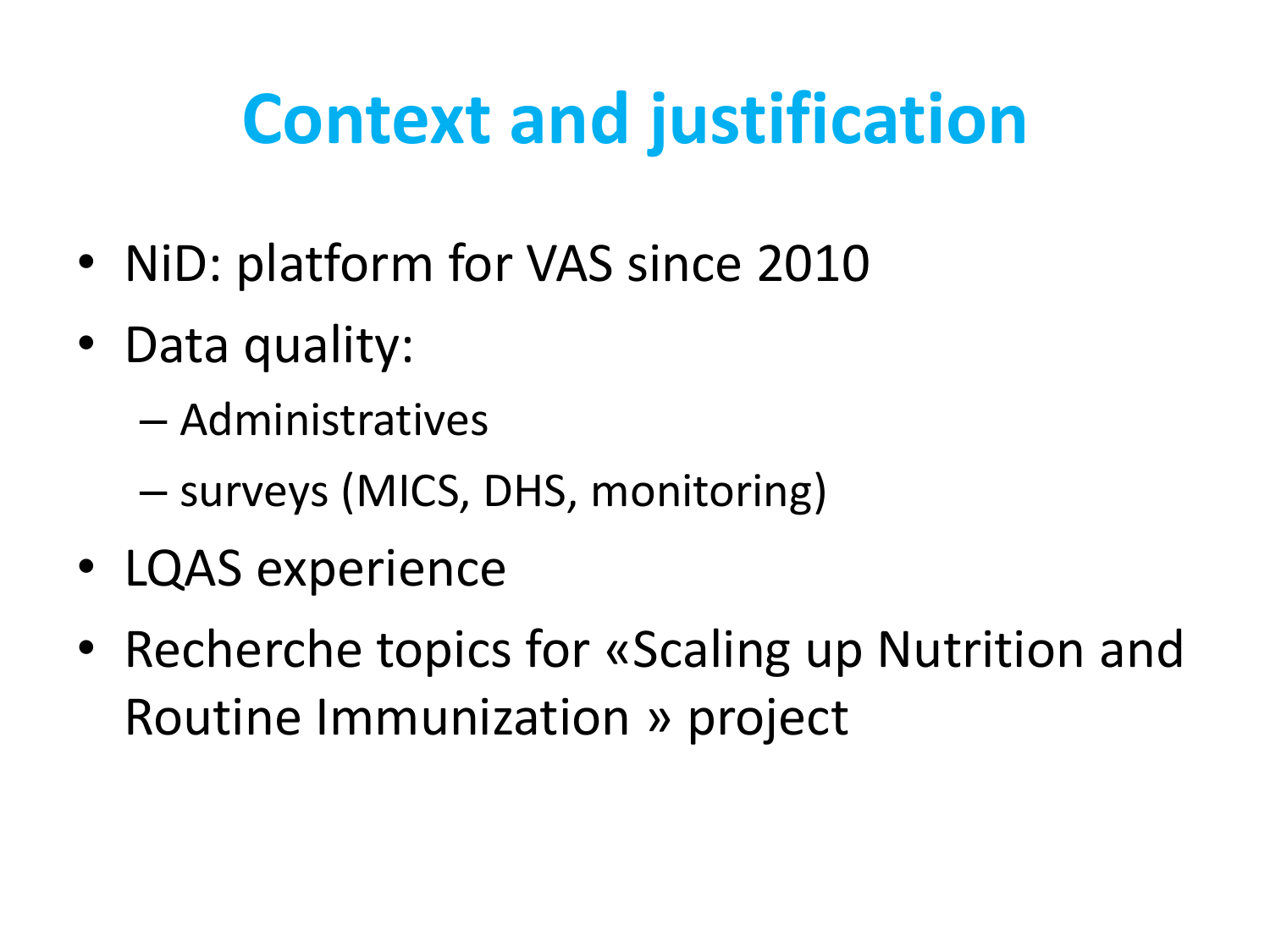# Context and justification

- NiD: platform for VAS since 2010
- Data quality:
  - Administratives
  - surveys (MICS, DHS, monitoring)
- LQAS experience
- Recherche topics for «Scaling up Nutrition and Routine Immunization » project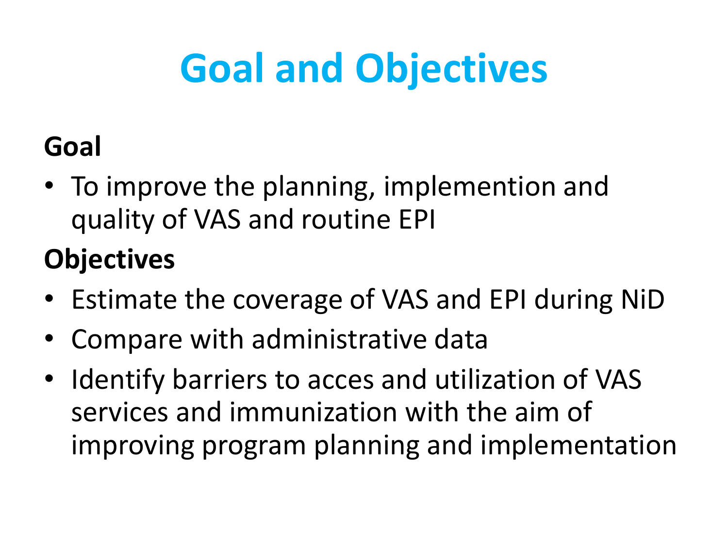# Goal and Objectives

**Goal**

- To improve the planning, implemention and quality of VAS and routine EPI

**Objectives**

- Estimate the coverage of VAS and EPI during NiD
- Compare with administrative data
- Identify barriers to acces and utilization of VAS services and immunization with the aim of improving program planning and implementation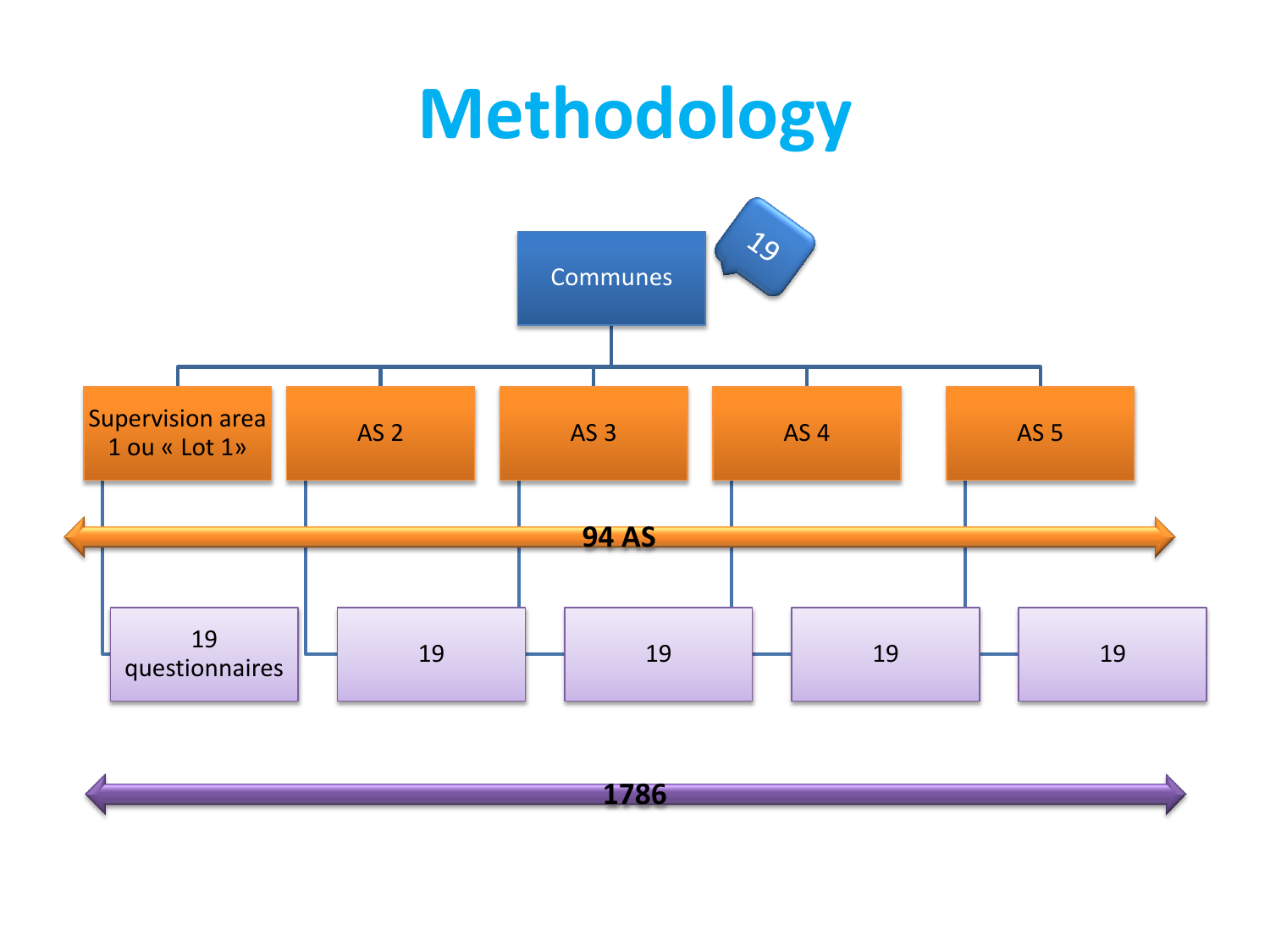# Methodology

Communes

19

Supervision area 1 ou « Lot 1»

AS 2

AS 3

AS 4

AS 5

**94 AS**

19 questionnaires

19

19

19

19

**1786**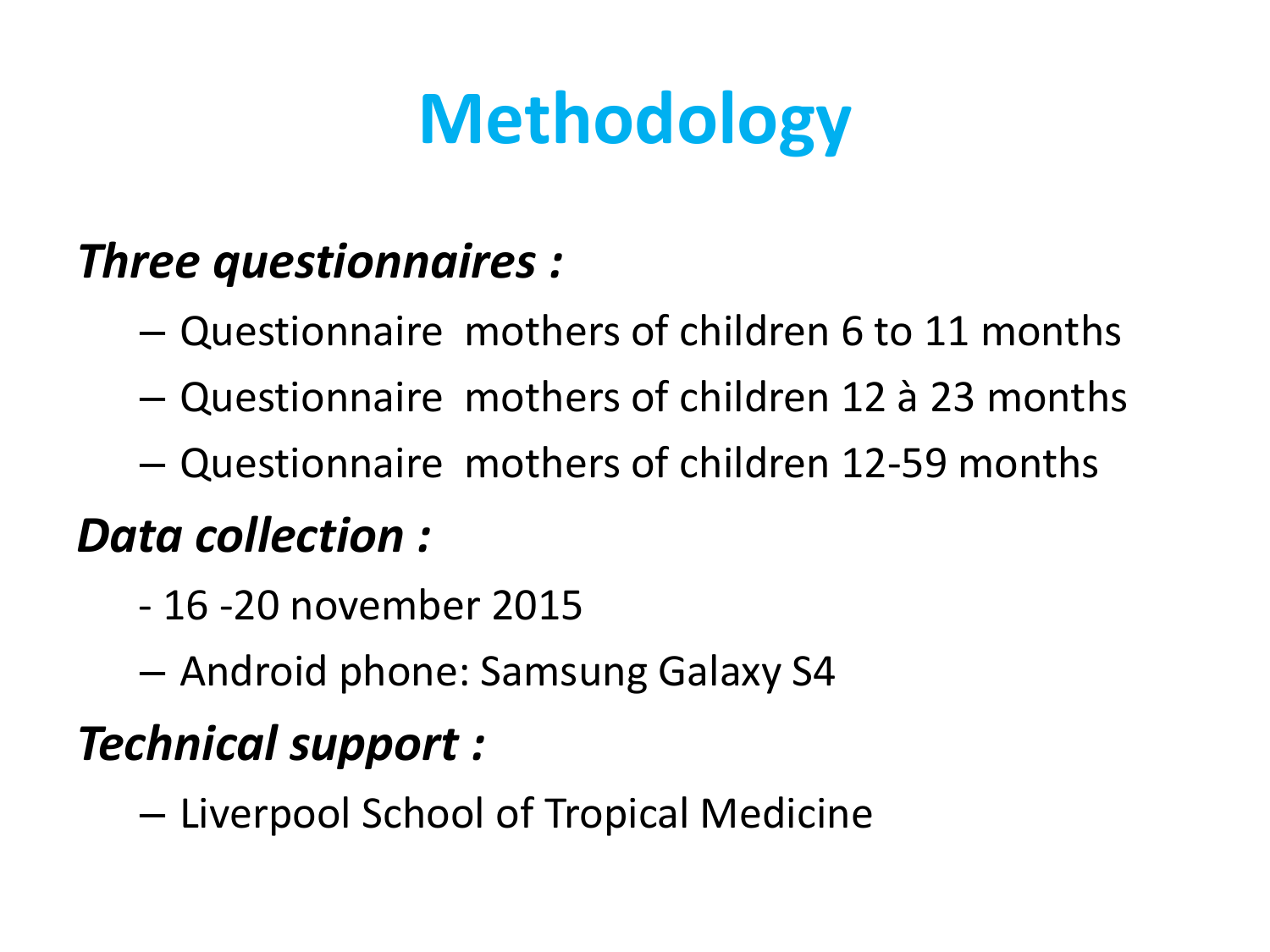# Methodology

***Three questionnaires :***

- Questionnaire  mothers of children 6 to 11 months
- Questionnaire  mothers of children 12 à 23 months
- Questionnaire  mothers of children 12-59 months

***Data collection :***

- 16 -20 november 2015
- Android phone: Samsung Galaxy S4

***Technical support :***

- Liverpool School of Tropical Medicine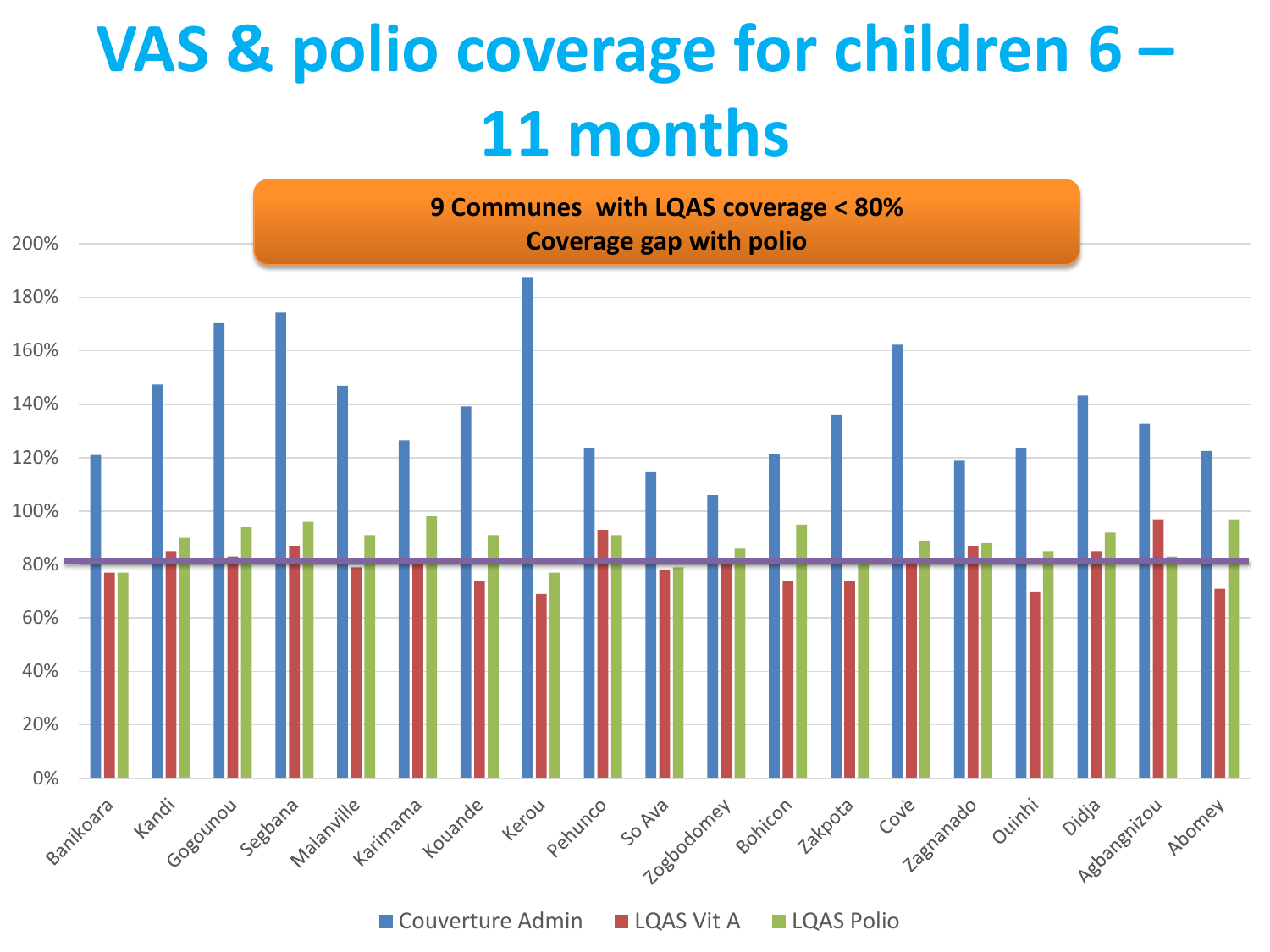# VAS & polio coverage for children 6 – 11 months

**9 Communes with LQAS coverage < 80%**
**Coverage gap with polio**

| Commune | Couverture Admin | LQAS Vit A | LQAS Polio |
|---|---|---|---|
| Banikoara | 121% | 77% | 77% |
| Kandi | 147% | 85% | 90% |
| Gogounou | 170% | 83% | 94% |
| Segbana | 174% | 87% | 96% |
| Malanville | 147% | 79% | 91% |
| Karimama | 126% | 81% | 98% |
| Kouande | 139% | 74% | 91% |
| Kerou | 188% | 69% | 77% |
| Pehunco | 123% | 93% | 91% |
| So Ava | 115% | 78% | 79% |
| Zogbodomey | 106% | 81% | 86% |
| Bohicon | 121% | 74% | 95% |
| Zakpota | 136% | 74% | 81% |
| Covè | 162% | 81% | 89% |
| Zagnanado | 119% | 87% | 88% |
| Ouinhi | 123% | 70% | 85% |
| Didja | 143% | 85% | 92% |
| Agbangnizou | 133% | 97% | 83% |
| Abomey | 122% | 71% | 97% |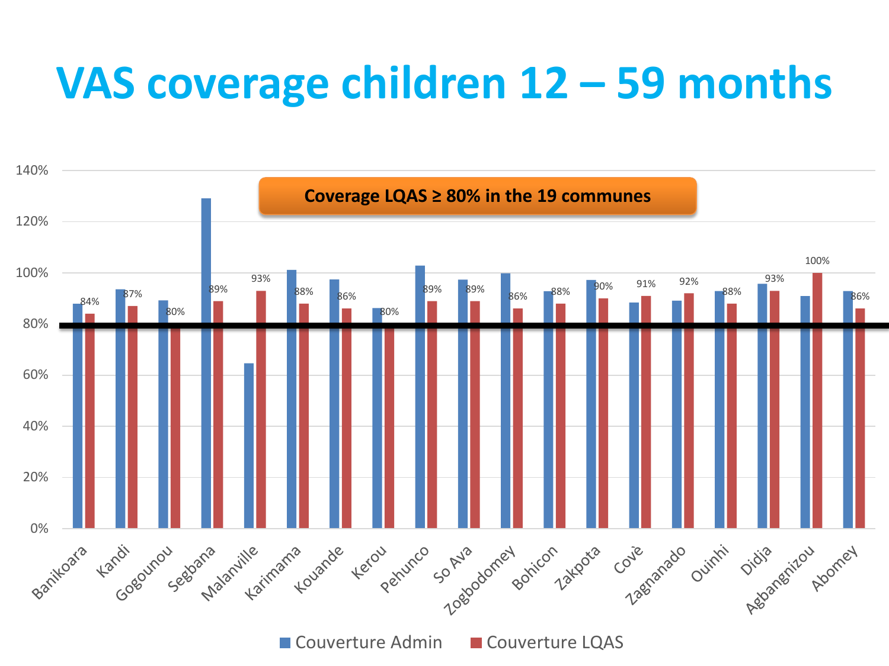# VAS coverage children 12 – 59 months

**Coverage LQAS ≥ 80% in the 19 communes**

| Commune | Couverture LQAS |
| --- | --- |
| Banikoara | 84% |
| Kandi | 87% |
| Gogounou | 80% |
| Segbana | 89% |
| Malanville | 93% |
| Karimama | 88% |
| Kouande | 86% |
| Kerou | 80% |
| Pehunco | 89% |
| So Ava | 89% |
| Zogbodomey | 86% |
| Bohicon | 88% |
| Zakpota | 90% |
| Covè | 91% |
| Zagnanado | 92% |
| Ouinhi | 88% |
| Didja | 93% |
| Agbangnizou | 100% |
| Abomey | 86% |

Couverture Admin | Couverture LQAS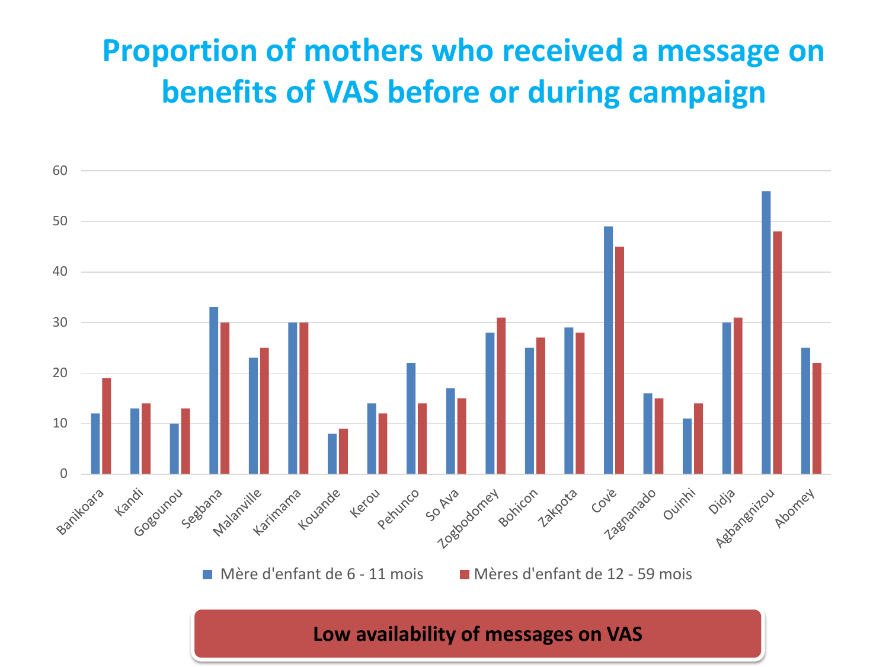# Proportion of mothers who received a message on benefits of VAS before or during campaign

| | Mère d'enfant de 6 - 11 mois | Mères d'enfant de 12 - 59 mois |
|---|---|---|
| Banikoara | 12 | 19 |
| Kandi | 13 | 14 |
| Gogounou | 10 | 13 |
| Segbana | 33 | 30 |
| Malanville | 23 | 25 |
| Karimama | 30 | 30 |
| Kouande | 8 | 9 |
| Kerou | 14 | 12 |
| Pehunco | 22 | 14 |
| So Ava | 17 | 15 |
| Zogbodomey | 28 | 31 |
| Bohicon | 25 | 27 |
| Zakpota | 29 | 28 |
| Covè | 49 | 45 |
| Zagnanado | 16 | 15 |
| Ouinhi | 11 | 14 |
| Didja | 30 | 31 |
| Agbangnizou | 56 | 48 |
| Abomey | 25 | 22 |

**Low availability of messages on VAS**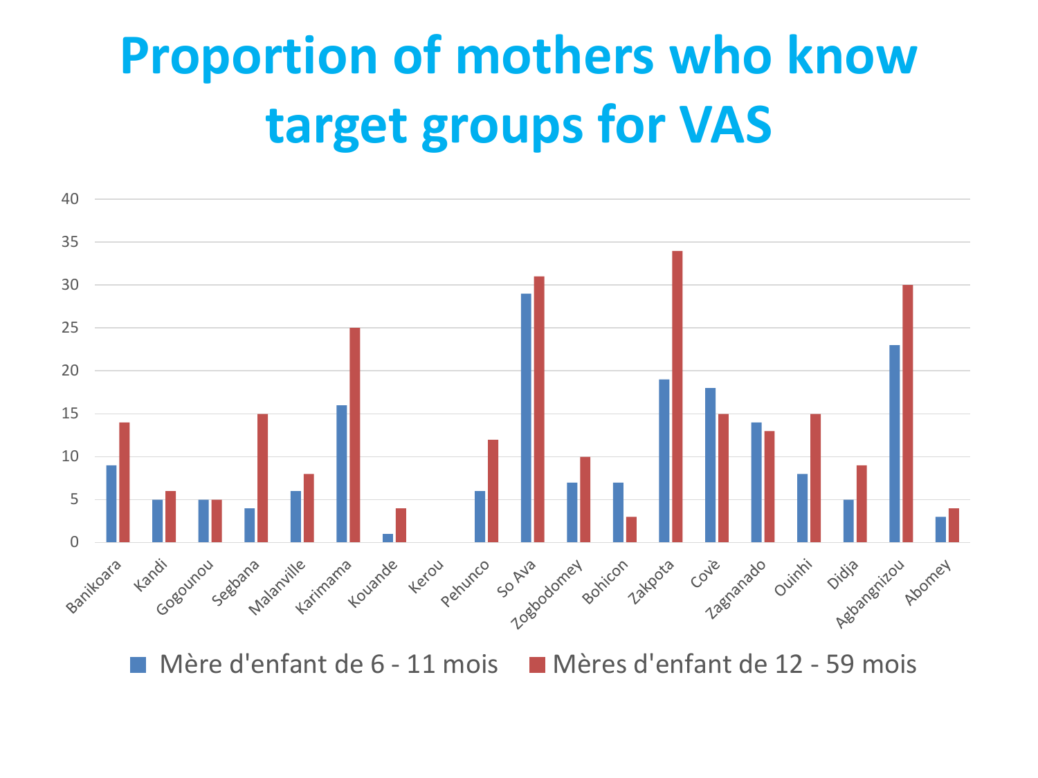# Proportion of mothers who know target groups for VAS

| Commune | Mère d'enfant de 6 - 11 mois | Mères d'enfant de 12 - 59 mois |
|---|---|---|
| Banikoara | 9 | 14 |
| Kandi | 5 | 6 |
| Gogounou | 5 | 5 |
| Segbana | 4 | 15 |
| Malanville | 6 | 8 |
| Karimama | 16 | 25 |
| Kouande | 1 | 4 |
| Kerou | | |
| Pehunco | 6 | 12 |
| So Ava | 29 | 31 |
| Zogbodomey | 7 | 10 |
| Bohicon | 7 | 3 |
| Zakpota | 19 | 34 |
| Covè | 18 | 15 |
| Zagnanado | 14 | 13 |
| Ouinhi | 8 | 15 |
| Didja | 5 | 9 |
| Agbangnizou | 23 | 30 |
| Abomey | 3 | 4 |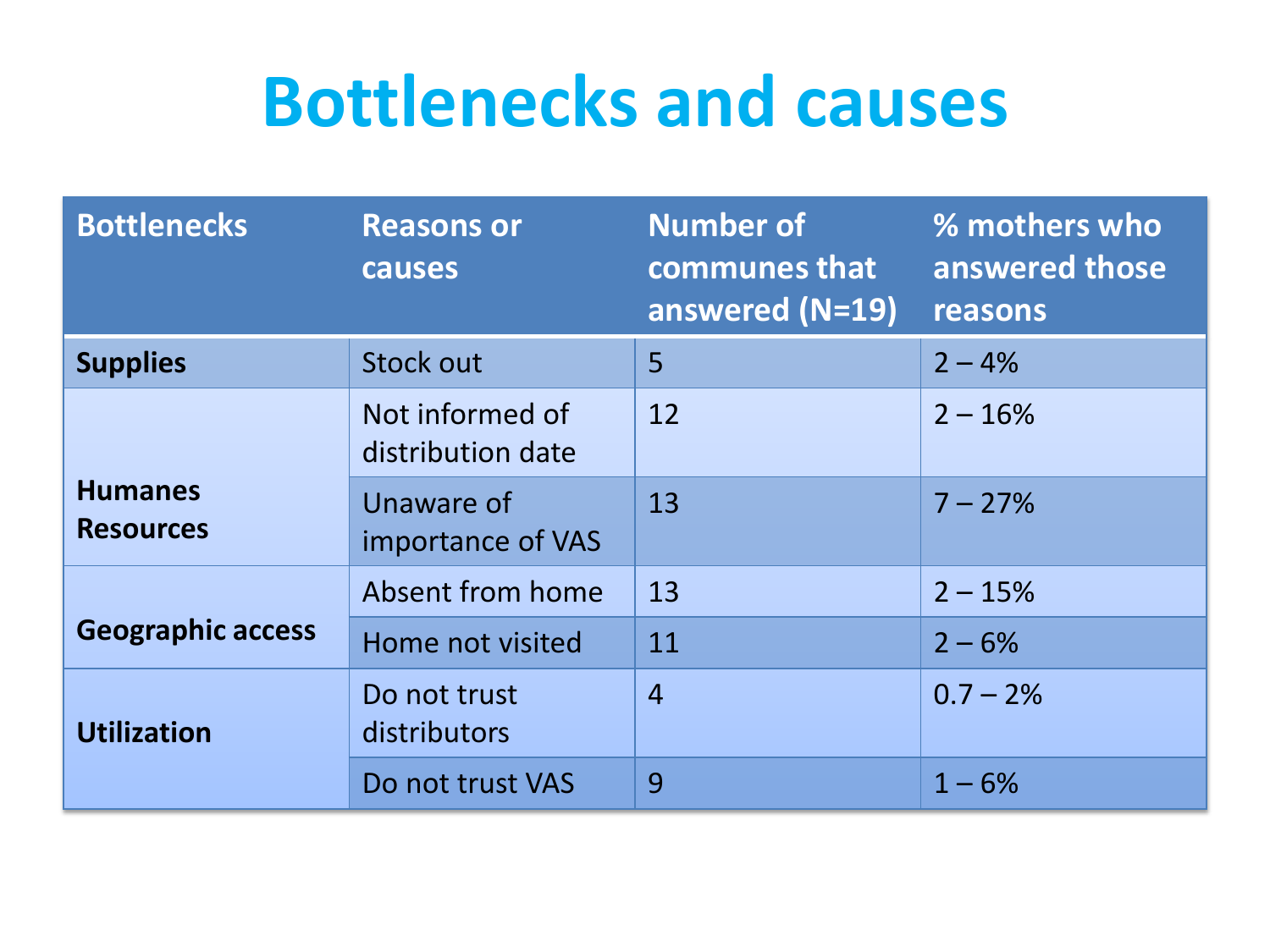# Bottlenecks and causes

| Bottlenecks | Reasons or causes | Number of communes that answered (N=19) | % mothers who answered those reasons |
|---|---|---|---|
| **Supplies** | Stock out | 5 | 2 – 4% |
| **Humanes Resources** | Not informed of distribution date | 12 | 2 – 16% |
| | Unaware of importance of VAS | 13 | 7 – 27% |
| **Geographic access** | Absent from home | 13 | 2 – 15% |
| | Home not visited | 11 | 2 – 6% |
| **Utilization** | Do not trust distributors | 4 | 0.7 – 2% |
| | Do not trust VAS | 9 | 1 – 6% |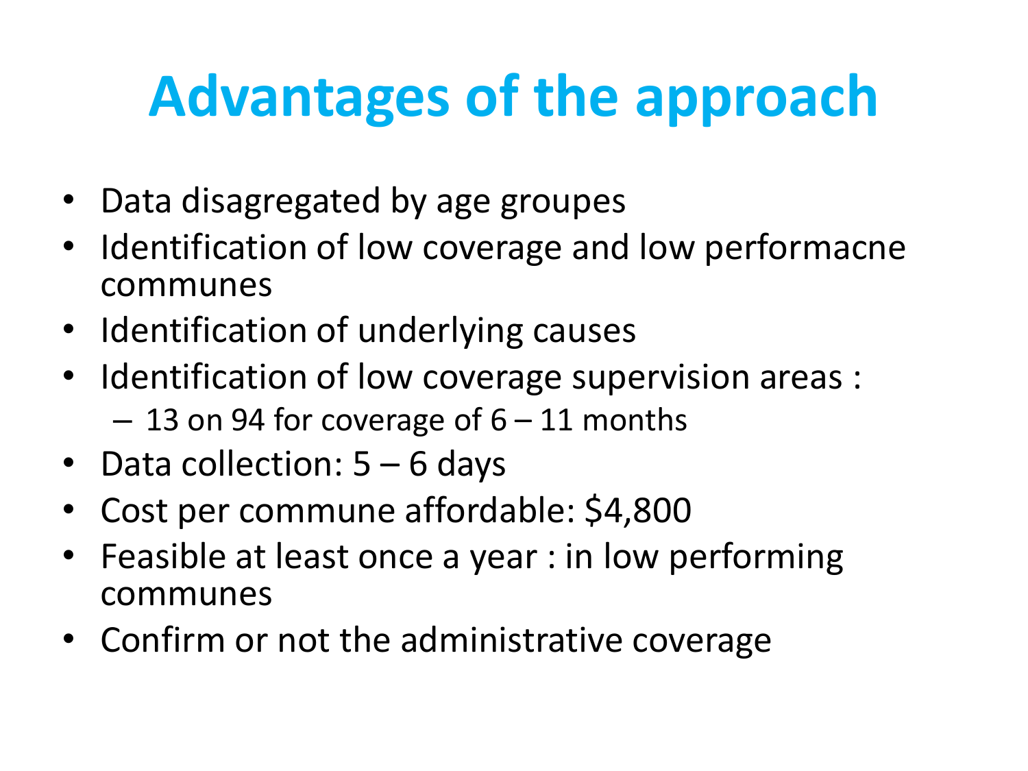# Advantages of the approach

- Data disagregated by age groupes
- Identification of low coverage and low performacne communes
- Identification of underlying causes
- Identification of low coverage supervision areas :
  - 13 on 94 for coverage of 6 – 11 months
- Data collection: 5 – 6 days
- Cost per commune affordable: $4,800
- Feasible at least once a year : in low performing communes
- Confirm or not the administrative coverage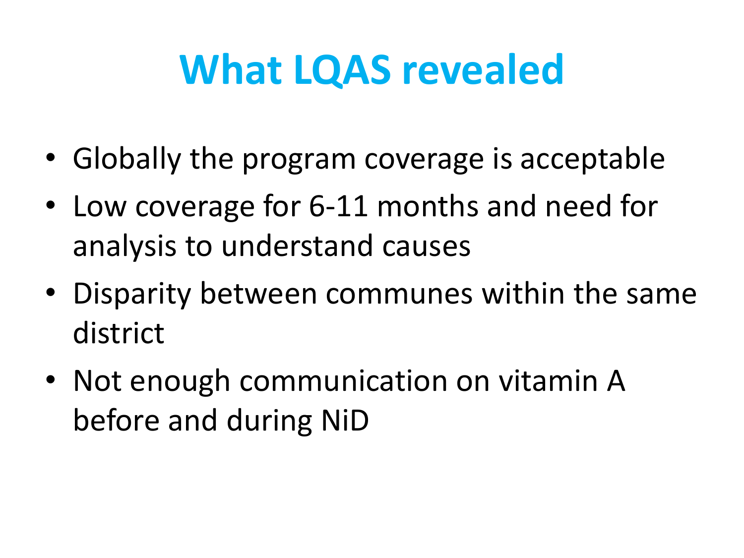# What LQAS revealed

- Globally the program coverage is acceptable
- Low coverage for 6-11 months and need for analysis to understand causes
- Disparity between communes within the same district
- Not enough communication on vitamin A before and during NiD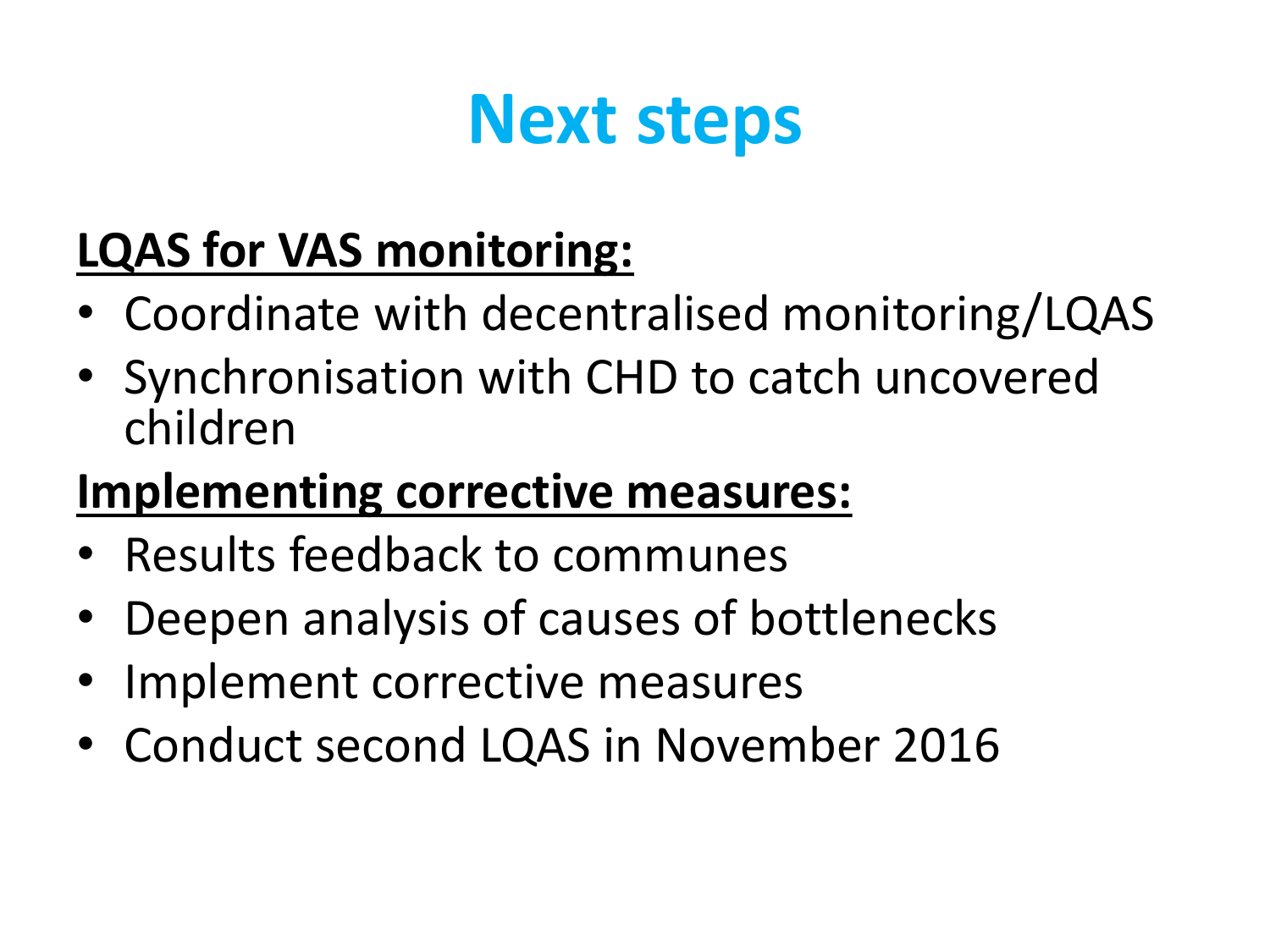# Next steps

**LQAS for VAS monitoring:**

- Coordinate with decentralised monitoring/LQAS
- Synchronisation with CHD to catch uncovered children

**Implementing corrective measures:**

- Results feedback to communes
- Deepen analysis of causes of bottlenecks
- Implement corrective measures
- Conduct second LQAS in November 2016